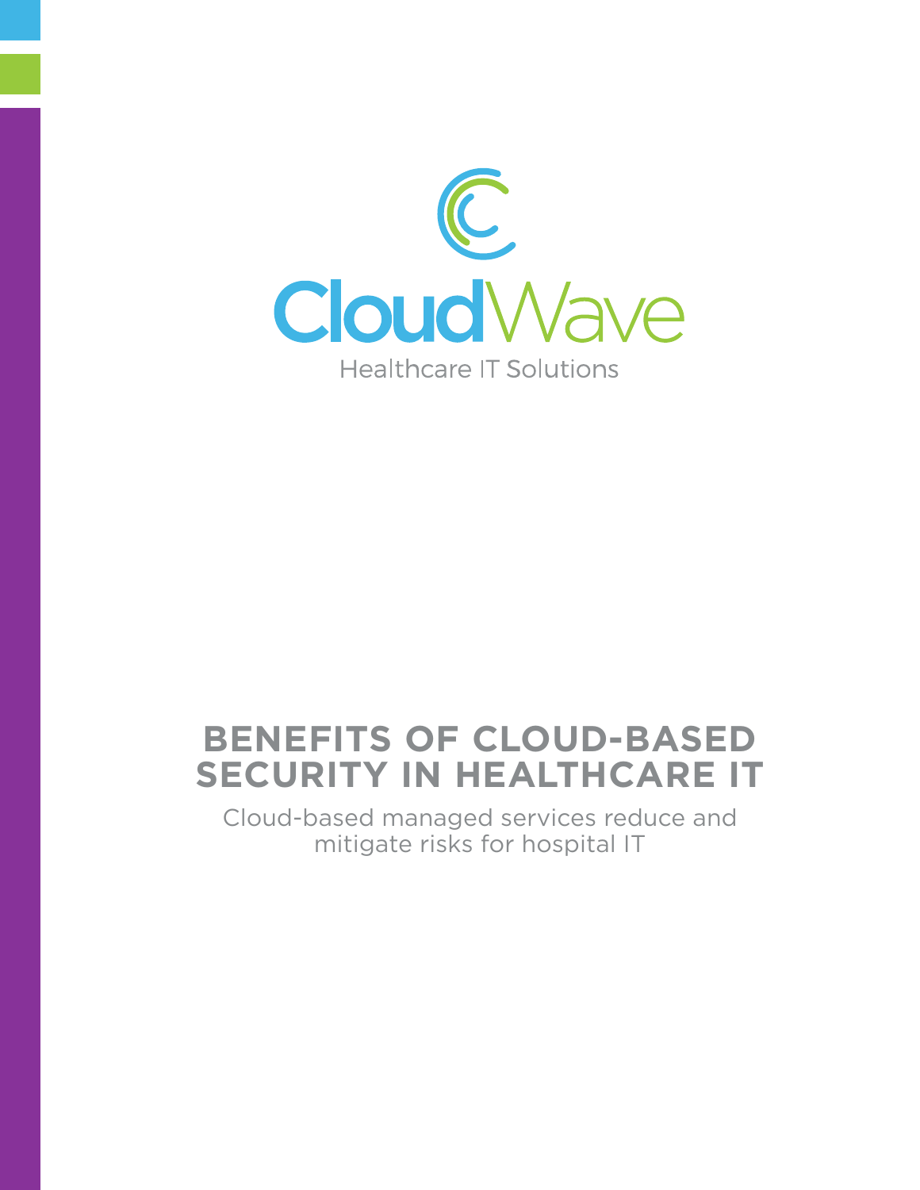CloudWave

Healthcare IT Solutions

# BENEFITS OF CLOUD-BASED SECURITY IN HEALTHCARE IT

Cloud-based managed services reduce and mitigate risks for hospital IT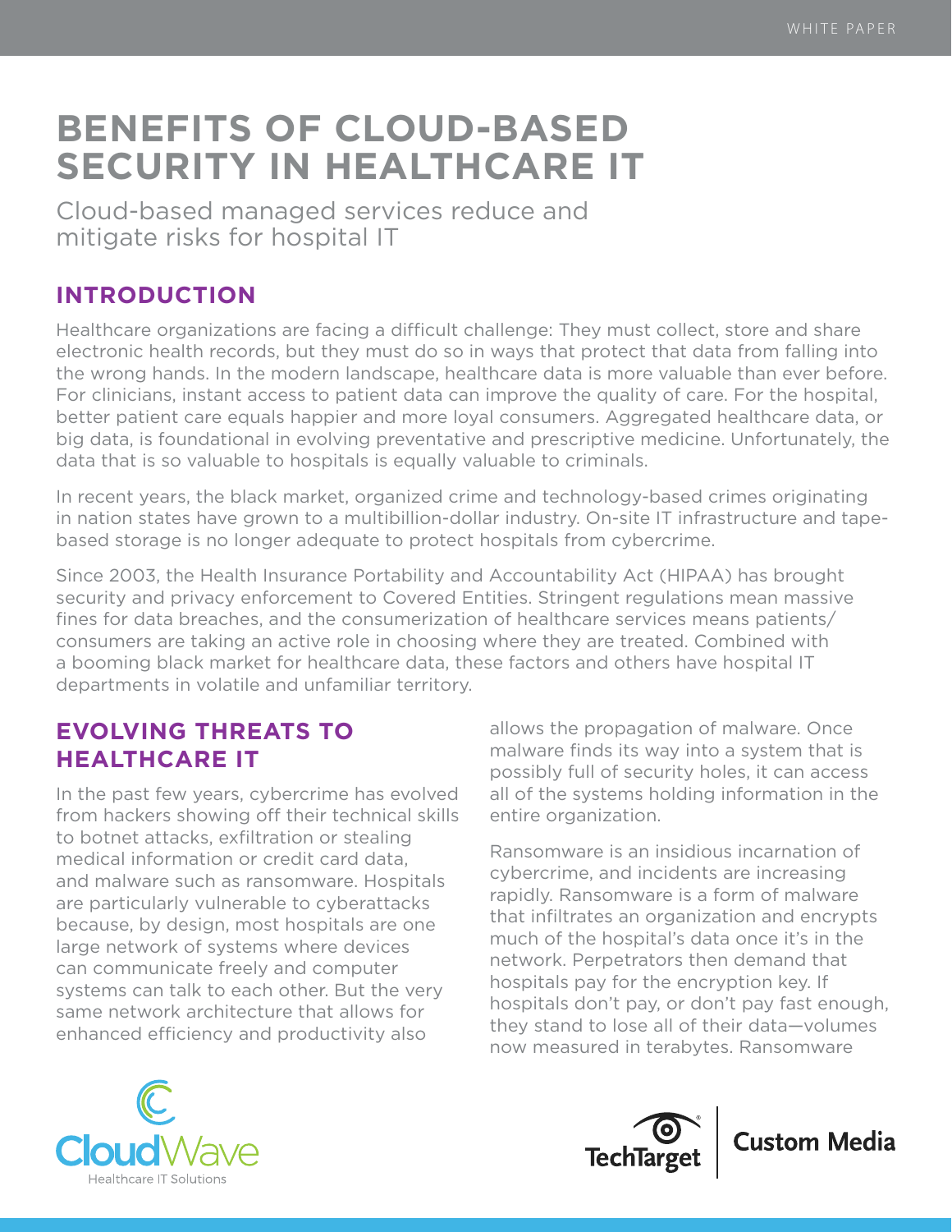# BENEFITS OF CLOUD-BASED SECURITY IN HEALTHCARE IT

Cloud-based managed services reduce and mitigate risks for hospital IT

## INTRODUCTION

Healthcare organizations are facing a difficult challenge: They must collect, store and share electronic health records, but they must do so in ways that protect that data from falling into the wrong hands. In the modern landscape, healthcare data is more valuable than ever before. For clinicians, instant access to patient data can improve the quality of care. For the hospital, better patient care equals happier and more loyal consumers. Aggregated healthcare data, or big data, is foundational in evolving preventative and prescriptive medicine. Unfortunately, the data that is so valuable to hospitals is equally valuable to criminals.

In recent years, the black market, organized crime and technology-based crimes originating in nation states have grown to a multibillion-dollar industry. On-site IT infrastructure and tape-based storage is no longer adequate to protect hospitals from cybercrime.

Since 2003, the Health Insurance Portability and Accountability Act (HIPAA) has brought security and privacy enforcement to Covered Entities. Stringent regulations mean massive fines for data breaches, and the consumerization of healthcare services means patients/consumers are taking an active role in choosing where they are treated. Combined with a booming black market for healthcare data, these factors and others have hospital IT departments in volatile and unfamiliar territory.

## EVOLVING THREATS TO HEALTHCARE IT

In the past few years, cybercrime has evolved from hackers showing off their technical skills to botnet attacks, exfiltration or stealing medical information or credit card data, and malware such as ransomware. Hospitals are particularly vulnerable to cyberattacks because, by design, most hospitals are one large network of systems where devices can communicate freely and computer systems can talk to each other. But the very same network architecture that allows for enhanced efficiency and productivity also allows the propagation of malware. Once malware finds its way into a system that is possibly full of security holes, it can access all of the systems holding information in the entire organization.

Ransomware is an insidious incarnation of cybercrime, and incidents are increasing rapidly. Ransomware is a form of malware that infiltrates an organization and encrypts much of the hospital's data once it's in the network. Perpetrators then demand that hospitals pay for the encryption key. If hospitals don't pay, or don't pay fast enough, they stand to lose all of their data—volumes now measured in terabytes. Ransomware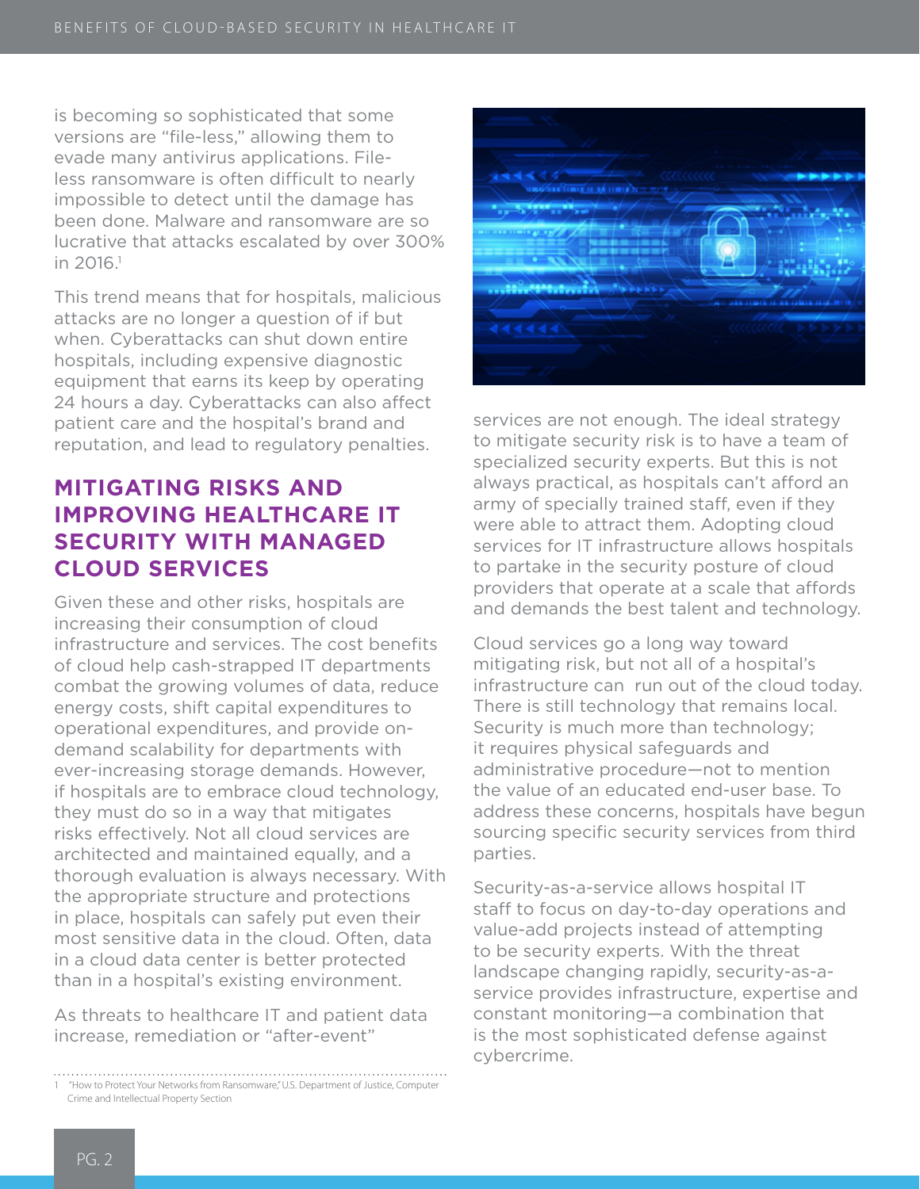is becoming so sophisticated that some versions are "file-less," allowing them to evade many antivirus applications. File-less ransomware is often difficult to nearly impossible to detect until the damage has been done. Malware and ransomware are so lucrative that attacks escalated by over 300% in 2016.[1]

This trend means that for hospitals, malicious attacks are no longer a question of if but when. Cyberattacks can shut down entire hospitals, including expensive diagnostic equipment that earns its keep by operating 24 hours a day. Cyberattacks can also affect patient care and the hospital's brand and reputation, and lead to regulatory penalties.

## MITIGATING RISKS AND IMPROVING HEALTHCARE IT SECURITY WITH MANAGED CLOUD SERVICES

Given these and other risks, hospitals are increasing their consumption of cloud infrastructure and services. The cost benefits of cloud help cash-strapped IT departments combat the growing volumes of data, reduce energy costs, shift capital expenditures to operational expenditures, and provide on-demand scalability for departments with ever-increasing storage demands. However, if hospitals are to embrace cloud technology, they must do so in a way that mitigates risks effectively. Not all cloud services are architected and maintained equally, and a thorough evaluation is always necessary. With the appropriate structure and protections in place, hospitals can safely put even their most sensitive data in the cloud. Often, data in a cloud data center is better protected than in a hospital's existing environment.

As threats to healthcare IT and patient data increase, remediation or "after-event" services are not enough. The ideal strategy to mitigate security risk is to have a team of specialized security experts. But this is not always practical, as hospitals can't afford an army of specially trained staff, even if they were able to attract them. Adopting cloud services for IT infrastructure allows hospitals to partake in the security posture of cloud providers that operate at a scale that affords and demands the best talent and technology.

Cloud services go a long way toward mitigating risk, but not all of a hospital's infrastructure can run out of the cloud today. There is still technology that remains local. Security is much more than technology; it requires physical safeguards and administrative procedure—not to mention the value of an educated end-user base. To address these concerns, hospitals have begun sourcing specific security services from third parties.

Security-as-a-service allows hospital IT staff to focus on day-to-day operations and value-add projects instead of attempting to be security experts. With the threat landscape changing rapidly, security-as-a-service provides infrastructure, expertise and constant monitoring—a combination that is the most sophisticated defense against cybercrime.

1 "How to Protect Your Networks from Ransomware," U.S. Department of Justice, Computer Crime and Intellectual Property Section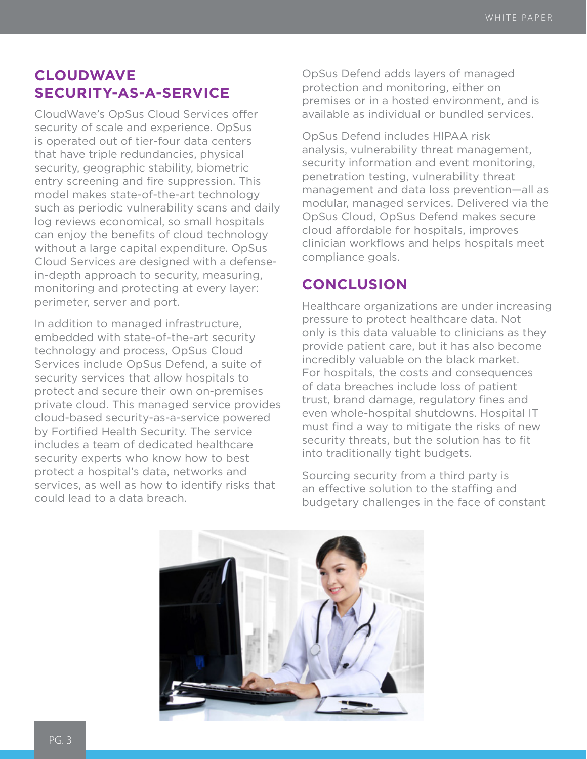## CLOUDWAVE SECURITY-AS-A-SERVICE

CloudWave's OpsUs Cloud Services offer security of scale and experience. OpsUs is operated out of tier-four data centers that have triple redundancies, physical security, geographic stability, biometric entry screening and fire suppression. This model makes state-of-the-art technology such as periodic vulnerability scans and daily log reviews economical, so small hospitals can enjoy the benefits of cloud technology without a large capital expenditure. OpsUs Cloud Services are designed with a defense-in-depth approach to security, measuring, monitoring and protecting at every layer: perimeter, server and port.

In addition to managed infrastructure, embedded with state-of-the-art security technology and process, OpsUs Cloud Services include OpsUs Defend, a suite of security services that allow hospitals to protect and secure their own on-premises private cloud. This managed service provides cloud-based security-as-a-service powered by Fortified Health Security. The service includes a team of dedicated healthcare security experts who know how to best protect a hospital's data, networks and services, as well as how to identify risks that could lead to a data breach.

OpsUs Defend adds layers of managed protection and monitoring, either on premises or in a hosted environment, and is available as individual or bundled services.

OpsUs Defend includes HIPAA risk analysis, vulnerability threat management, security information and event monitoring, penetration testing, vulnerability threat management and data loss prevention—all as modular, managed services. Delivered via the OpsUs Cloud, OpsUs Defend makes secure cloud affordable for hospitals, improves clinician workflows and helps hospitals meet compliance goals.

## CONCLUSION

Healthcare organizations are under increasing pressure to protect healthcare data. Not only is this data valuable to clinicians as they provide patient care, but it has also become incredibly valuable on the black market. For hospitals, the costs and consequences of data breaches include loss of patient trust, brand damage, regulatory fines and even whole-hospital shutdowns. Hospital IT must find a way to mitigate the risks of new security threats, but the solution has to fit into traditionally tight budgets.

Sourcing security from a third party is an effective solution to the staffing and budgetary challenges in the face of constant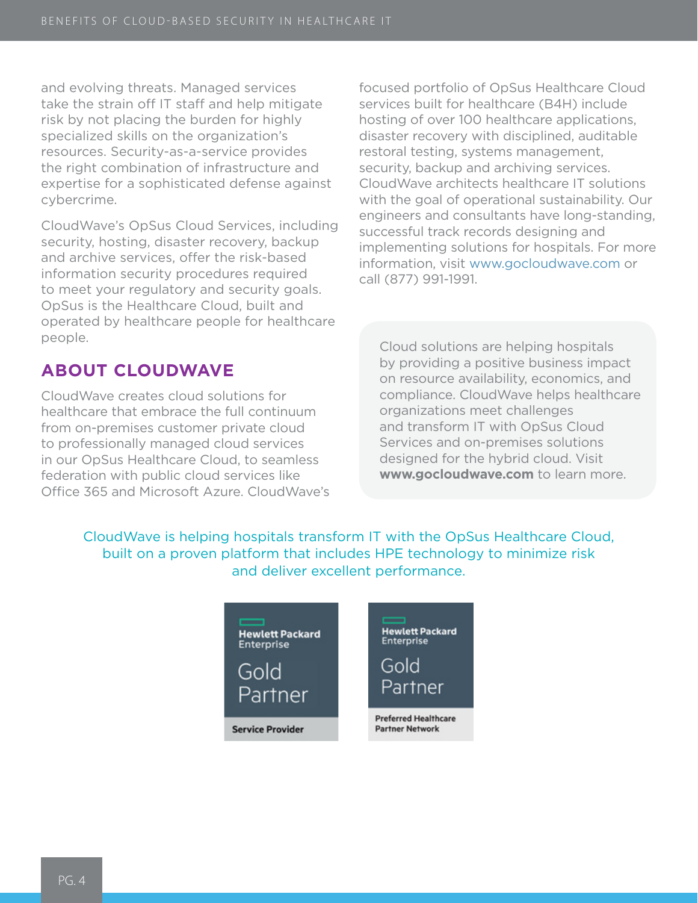and evolving threats. Managed services take the strain off IT staff and help mitigate risk by not placing the burden for highly specialized skills on the organization's resources. Security-as-a-service provides the right combination of infrastructure and expertise for a sophisticated defense against cybercrime.

CloudWave's OpSus Cloud Services, including security, hosting, disaster recovery, backup and archive services, offer the risk-based information security procedures required to meet your regulatory and security goals. OpSus is the Healthcare Cloud, built and operated by healthcare people for healthcare people.

## ABOUT CLOUDWAVE

CloudWave creates cloud solutions for healthcare that embrace the full continuum from on-premises customer private cloud to professionally managed cloud services in our OpSus Healthcare Cloud, to seamless federation with public cloud services like Office 365 and Microsoft Azure. CloudWave's focused portfolio of OpSus Healthcare Cloud services built for healthcare (B4H) include hosting of over 100 healthcare applications, disaster recovery with disciplined, auditable restoral testing, systems management, security, backup and archiving services. CloudWave architects healthcare IT solutions with the goal of operational sustainability. Our engineers and consultants have long-standing, successful track records designing and implementing solutions for hospitals. For more information, visit www.gocloudwave.com or call (877) 991-1991.

Cloud solutions are helping hospitals by providing a positive business impact on resource availability, economics, and compliance. CloudWave helps healthcare organizations meet challenges and transform IT with OpSus Cloud Services and on-premises solutions designed for the hybrid cloud. Visit **www.gocloudwave.com** to learn more.

CloudWave is helping hospitals transform IT with the OpSus Healthcare Cloud, built on a proven platform that includes HPE technology to minimize risk and deliver excellent performance.

Hewlett Packard Enterprise
Gold Partner
Service Provider

Hewlett Packard Enterprise
Gold Partner
Preferred Healthcare Partner Network